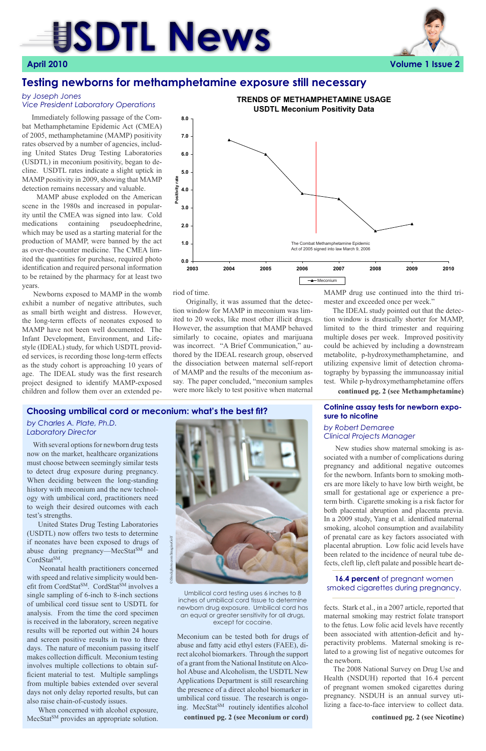# USDTL News

April 2010 — Volume 1 Issue 2

## Testing newborns for methamphetamine exposure still necessary

*by Joseph Jones*
*Vice President Laboratory Operations*

Immediately following passage of the Combat Methamphetamine Epidemic Act (CMEA) of 2005, methamphetamine (MAMP) positivity rates observed by a number of agencies, including United States Drug Testing Laboratories (USDTL) in meconium positivity, began to decline. USDTL rates indicate a slight uptick in MAMP positivity in 2009, showing that MAMP detection remains necessary and valuable.

MAMP abuse exploded on the American scene in the 1980s and increased in popularity until the CMEA was signed into law. Cold medications containing pseudoephedrine, which may be used as a starting material for the production of MAMP, were banned by the act as over-the-counter medicine. The CMEA limited the quantities for purchase, required photo identification and required personal information to be retained by the pharmacy for at least two years.

Newborns exposed to MAMP in the womb exhibit a number of negative attributes, such as small birth weight and distress. However, the long-term effects of neonates exposed to MAMP have not been well documented. The Infant Development, Environment, and Lifestyle (IDEAL) study, for which USDTL provided services, is recording those long-term effects as the study cohort is approaching 10 years of age. The IDEAL study was the first research project designed to identify MAMP-exposed children and follow them over an extended period of time.

**TRENDS OF METHAMPHETAMINE USAGE**
**USDTL Meconium Positivity Data**

| Year | Meconium Positivity rate (approx.) |
|---|---|
| 2004 | 6.8 |
| 2005 | 6.2 |
| 2006 | 3.8 |
| 2007 | 3.5 |
| 2008 | 1.7 |
| 2009 | 2.1 |

The Combat Methamphetamine Epidemic Act of 2005 signed into law March 9, 2006

Originally, it was assumed that the detection window for MAMP in meconium was limited to 20 weeks, like most other illicit drugs. However, the assumption that MAMP behaved similarly to cocaine, opiates and marijuana was incorrect. "A Brief Communication," authored by the IDEAL research group, observed the dissociation between maternal self-report of MAMP and the results of the meconium assay. The paper concluded, "meconium samples were more likely to test positive when maternal MAMP drug use continued into the third trimester and exceeded once per week."

The IDEAL study pointed out that the detection window is drastically shorter for MAMP, limited to the third trimester and requiring multiple doses per week. Improved positivity could be achieved by including a downstream metabolite, p-hydroxymethamphetamine, and utilizing expensive limit of detection chromatography by bypassing the immunoassay initial test. While p-hydroxymethamphetamine offers

**continued pg. 2 (see Methamphetamine)**

## Choosing umbilical cord or meconium: what's the best fit?

*by Charles A. Plate, Ph.D.*
*Laboratory Director*

With several options for newborn drug tests now on the market, healthcare organizations must choose between seemingly similar tests to detect drug exposure during pregnancy. When deciding between the long-standing history with meconium and the new technology with umbilical cord, practitioners need to weigh their desired outcomes with each test's strengths.

United States Drug Testing Laboratories (USDTL) now offers two tests to determine if neonates have been exposed to drugs of abuse during pregnancy—MecStat^SM and CordStat^SM.

Neonatal health practitioners concerned with speed and relative simplicity would benefit from CordStat^SM. CordStat^SM involves a single sampling of 6-inch to 8-inch sections of umbilical cord tissue sent to USDTL for analysis. From the time the cord specimen is received in the laboratory, screen negative results will be reported out within 24 hours and screen positive results in two to three days. The nature of meconium passing itself makes collection difficult. Meconium testing involves multiple collections to obtain sufficient material to test. Multiple samplings from multiple babies extended over several days not only delay reported results, but can also raise chain-of-custody issues.

When concerned with alcohol exposure, MecStat^SM provides an appropriate solution.

Umbilical cord testing uses 6 inches to 8 inches of umbilical cord tissue to determine newborn drug exposure. Umbilical cord has an equal or greater sensitivity for all drugs, except for cocaine.

Meconium can be tested both for drugs of abuse and fatty acid ethyl esters (FAEE), direct alcohol biomarkers. Through the support of a grant from the National Institute on Alcohol Abuse and Alcoholism, the USDTL New Applications Department is still researching the presence of a direct alcohol biomarker in umbilical cord tissue. The research is ongoing. MecStat^SM routinely identifies alcohol

**continued pg. 2 (see Meconium or cord)**

## Cotinine assay tests for newborn exposure to nicotine

*by Robert Demaree*
*Clinical Projects Manager*

New studies show maternal smoking is associated with a number of complications during pregnancy and additional negative outcomes for the newborn. Infants born to smoking mothers are more likely to have low birth weight, be small for gestational age or experience a preterm birth. Cigarette smoking is a risk factor for both placental abruption and placenta previa. In a 2009 study, Yang et al. identified maternal smoking, alcohol consumption and availability of prenatal care as key factors associated with placental abruption. Low folic acid levels have been related to the incidence of neural tube defects, cleft lip, cleft palate and possible heart defects. Stark et al., in a 2007 article, reported that maternal smoking may restrict folate transport to the fetus. Low folic acid levels have recently been associated with attention-deficit and hyperactivity problems. Maternal smoking is related to a growing list of negative outcomes for the newborn.

**16.4 percent** of pregnant women smoked cigarettes during pregnancy.

The 2008 National Survey on Drug Use and Health (NSDUH) reported that 16.4 percent of pregnant women smoked cigarettes during pregnancy. NSDUH is an annual survey utilizing a face-to-face interview to collect data.

**continued pg. 2 (see Nicotine)**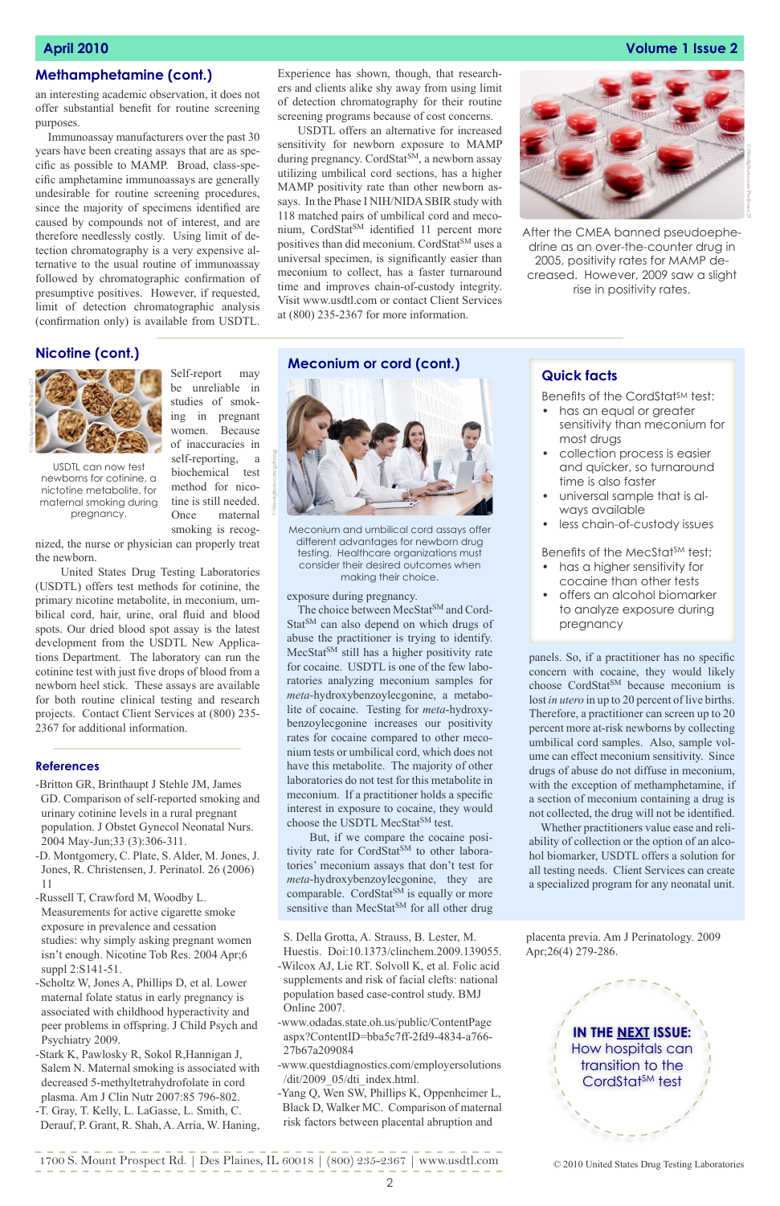## Methamphetamine (cont.)

an interesting academic observation, it does not offer substantial benefit for routine screening purposes.

Immunoassay manufacturers over the past 30 years have been creating assays that are as specific as possible to MAMP. Broad, class-specific amphetamine immunoassays are generally undesirable for routine screening procedures, since the majority of specimens identified are caused by compounds not of interest, and are therefore needlessly costly. Using limit of detection chromatography is a very expensive alternative to the usual routine of immunoassay followed by chromatographic confirmation of presumptive positives. However, if requested, limit of detection chromatographic analysis (confirmation only) is available from USDTL. Experience has shown, though, that researchers and clients alike shy away from using limit of detection chromatography for their routine screening programs because of cost concerns.

USDTL offers an alternative for increased sensitivity for newborn exposure to MAMP during pregnancy. CordStat[SM], a newborn assay utilizing umbilical cord sections, has a higher MAMP positivity rate than other newborn assays. In the Phase I NIH/NIDA SBIR study with 118 matched pairs of umbilical cord and meconium, CordStat[SM] identified 11 percent more positives than did meconium. CordStat[SM] uses a universal specimen, is significantly easier than meconium to collect, has a faster turnaround time and improves chain-of-custody integrity. Visit www.usdtl.com or contact Client Services at (800) 235-2367 for more information.

After the CMEA banned pseudoephedrine as an over-the-counter drug in 2005, positivity rates for MAMP decreased. However, 2009 saw a slight rise in positivity rates.

## Nicotine (cont.)

USDTL can now test newborns for cotinine, a nictotine metabolite, for maternal smoking during pregnancy.

Self-report may be unreliable in studies of smoking in pregnant women. Because of inaccuracies in self-reporting, a biochemical test method for nicotine is still needed. Once maternal smoking is recognized, the nurse or physician can properly treat the newborn.

United States Drug Testing Laboratories (USDTL) offers test methods for cotinine, the primary nicotine metabolite, in meconium, umbilical cord, hair, urine, oral fluid and blood spots. Our dried blood spot assay is the latest development from the USDTL New Applications Department. The laboratory can run the cotinine test with just five drops of blood from a newborn heel stick. These assays are available for both routine clinical testing and research projects. Contact Client Services at (800) 235-2367 for additional information.

## Meconium or cord (cont.)

Meconium and umbilical cord assays offer different advantages for newborn drug testing. Healthcare organizations must consider their desired outcomes when making their choice.

exposure during pregnancy.

The choice between MecStat[SM] and CordStat[SM] can also depend on which drugs of abuse the practitioner is trying to identify. MecStat[SM] still has a higher positivity rate for cocaine. USDTL is one of the few laboratories analyzing meconium samples for *meta*-hydroxybenzoylecgonine, a metabolite of cocaine. Testing for *meta*-hydroxybenzoylecgonine increases our positivity rates for cocaine compared to other meconium tests or umbilical cord, which does not have this metabolite. The majority of other laboratories do not test for this metabolite in meconium. If a practitioner holds a specific interest in exposure to cocaine, they would choose the USDTL MecStat[SM] test.

But, if we compare the cocaine positivity rate for CordStat[SM] to other laboratories' meconium assays that don't test for *meta*-hydroxybenzoylecgonine, they are comparable. CordStat[SM] is equally or more sensitive than MecStat[SM] for all other drug panels. So, if a practitioner has no specific concern with cocaine, they would likely choose CordStat[SM] because meconium is lost *in utero* in up to 20 percent of live births. Therefore, a practitioner can screen up to 20 percent more at-risk newborns by collecting umbilical cord samples. Also, sample volume can effect meconium sensitivity. Since drugs of abuse do not diffuse in meconium, with the exception of methamphetamine, if a section of meconium containing a drug is not collected, the drug will not be identified.

Whether practitioners value ease and reliability of collection or the option of an alcohol biomarker, USDTL offers a solution for all testing needs. Client Services can create a specialized program for any neonatal unit.

### Quick facts

Benefits of the CordStat[SM] test:

- has an equal or greater sensitivity than meconium for most drugs
- collection process is easier and quicker, so turnaround time is also faster
- universal sample that is always available
- less chain-of-custody issues

Benefits of the MecStat[SM] test:

- has a higher sensitivity for cocaine than other tests
- offers an alcohol biomarker to analyze exposure during pregnancy

## References

- Britton GR, Brinthaupt J Stehle JM, James GD. Comparison of self-reported smoking and urinary cotinine levels in a rural pregnant population. J Obstet Gynecol Neonatal Nurs. 2004 May-Jun;33 (3):306-311.
- D. Montgomery, C. Plate, S. Alder, M. Jones, J. Jones, R. Christensen, J. Perinatol. 26 (2006) 11
- Russell T, Crawford M, Woodby L. Measurements for active cigarette smoke exposure in prevalence and cessation studies: why simply asking pregnant women isn't enough. Nicotine Tob Res. 2004 Apr;6 suppl 2:S141-51.
- Scholtz W, Jones A, Phillips D, et al. Lower maternal folate status in early pregnancy is associated with childhood hyperactivity and peer problems in offspring. J Child Psych and Psychiatry 2009.
- Stark K, Pawlosky R, Sokol R,Hannigan J, Salem N. Maternal smoking is associated with decreased 5-methyltetrahydrofolate in cord plasma. Am J Clin Nutr 2007:85 796-802.
- T. Gray, T. Kelly, L. LaGasse, L. Smith, C. Derauf, P. Grant, R. Shah, A. Arria, W. Haning, S. Della Grotta, A. Strauss, B. Lester, M. Huestis. Doi:10.1373/clinchem.2009.139055.
- Wilcox AJ, Lie RT. Solvoll K, et al. Folic acid supplements and risk of facial clefts: national population based case-control study. BMJ Online 2007.
- www.odadas.state.oh.us/public/ContentPage aspx?ContentID=bba5c7ff-2fd9-4834-a766-27b67a209084
- www.questdiagnostics.com/employersolutions /dit/2009_05/dti_index.html.
- Yang Q, Wen SW, Phillips K, Oppenheimer L, Black D, Walker MC. Comparison of maternal risk factors between placental abruption and placenta previa. Am J Perinatology. 2009 Apr;26(4) 279-286.

**IN THE NEXT ISSUE:** How hospitals can transition to the CordStat[SM] test

1700 S. Mount Prospect Rd. | Des Plaines, IL 60018 | (800) 235-2367 | www.usdtl.com

© 2010 United States Drug Testing Laboratories